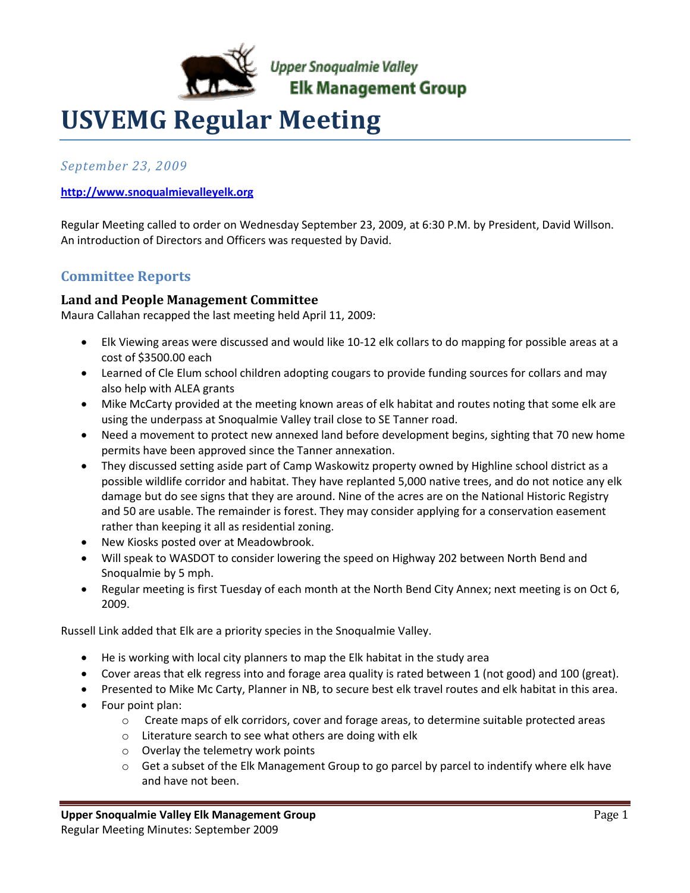Upper Snoqualmie Valley
Elk Management Group

# USVEMG Regular Meeting

*September 23, 2009*

**http://www.snoqualmievalleyelk.org**

Regular Meeting called to order on Wednesday September 23, 2009, at 6:30 P.M. by President, David Willson. An introduction of Directors and Officers was requested by David.

## Committee Reports

### Land and People Management Committee

Maura Callahan recapped the last meeting held April 11, 2009:

- Elk Viewing areas were discussed and would like 10-12 elk collars to do mapping for possible areas at a cost of $3500.00 each
- Learned of Cle Elum school children adopting cougars to provide funding sources for collars and may also help with ALEA grants
- Mike McCarty provided at the meeting known areas of elk habitat and routes noting that some elk are using the underpass at Snoqualmie Valley trail close to SE Tanner road.
- Need a movement to protect new annexed land before development begins, sighting that 70 new home permits have been approved since the Tanner annexation.
- They discussed setting aside part of Camp Waskowitz property owned by Highline school district as a possible wildlife corridor and habitat. They have replanted 5,000 native trees, and do not notice any elk damage but do see signs that they are around. Nine of the acres are on the National Historic Registry and 50 are usable. The remainder is forest. They may consider applying for a conservation easement rather than keeping it all as residential zoning.
- New Kiosks posted over at Meadowbrook.
- Will speak to WASDOT to consider lowering the speed on Highway 202 between North Bend and Snoqualmie by 5 mph.
- Regular meeting is first Tuesday of each month at the North Bend City Annex; next meeting is on Oct 6, 2009.

Russell Link added that Elk are a priority species in the Snoqualmie Valley.

- He is working with local city planners to map the Elk habitat in the study area
- Cover areas that elk regress into and forage area quality is rated between 1 (not good) and 100 (great).
- Presented to Mike Mc Carty, Planner in NB, to secure best elk travel routes and elk habitat in this area.
- Four point plan:
  - Create maps of elk corridors, cover and forage areas, to determine suitable protected areas
  - Literature search to see what others are doing with elk
  - Overlay the telemetry work points
  - Get a subset of the Elk Management Group to go parcel by parcel to indentify where elk have and have not been.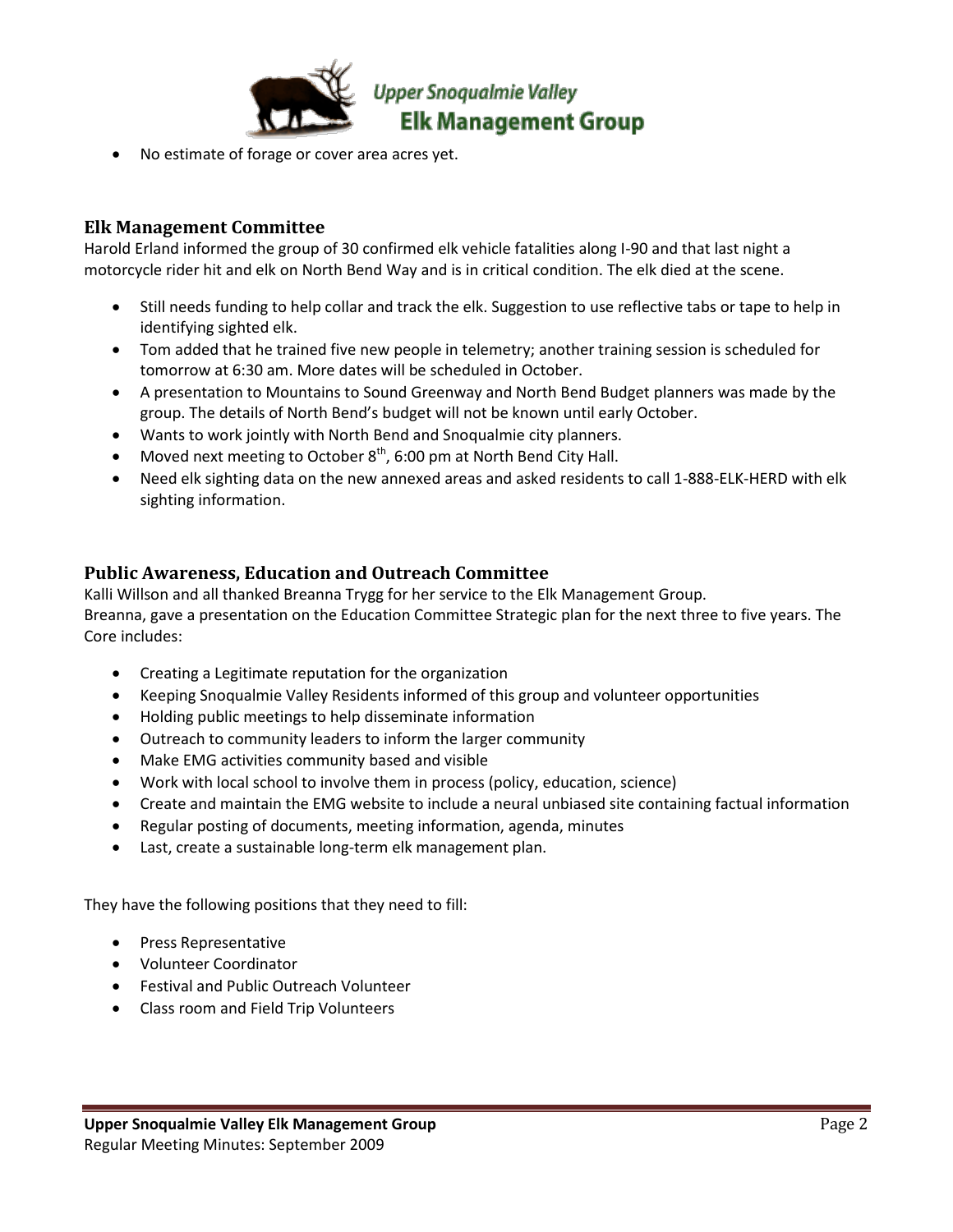- No estimate of forage or cover area acres yet.

## Elk Management Committee

Harold Erland informed the group of 30 confirmed elk vehicle fatalities along I-90 and that last night a motorcycle rider hit and elk on North Bend Way and is in critical condition. The elk died at the scene.

- Still needs funding to help collar and track the elk. Suggestion to use reflective tabs or tape to help in identifying sighted elk.
- Tom added that he trained five new people in telemetry; another training session is scheduled for tomorrow at 6:30 am. More dates will be scheduled in October.
- A presentation to Mountains to Sound Greenway and North Bend Budget planners was made by the group. The details of North Bend's budget will not be known until early October.
- Wants to work jointly with North Bend and Snoqualmie city planners.
- Moved next meeting to October 8th, 6:00 pm at North Bend City Hall.
- Need elk sighting data on the new annexed areas and asked residents to call 1-888-ELK-HERD with elk sighting information.

## Public Awareness, Education and Outreach Committee

Kalli Willson and all thanked Breanna Trygg for her service to the Elk Management Group.
Breanna, gave a presentation on the Education Committee Strategic plan for the next three to five years. The Core includes:

- Creating a Legitimate reputation for the organization
- Keeping Snoqualmie Valley Residents informed of this group and volunteer opportunities
- Holding public meetings to help disseminate information
- Outreach to community leaders to inform the larger community
- Make EMG activities community based and visible
- Work with local school to involve them in process (policy, education, science)
- Create and maintain the EMG website to include a neural unbiased site containing factual information
- Regular posting of documents, meeting information, agenda, minutes
- Last, create a sustainable long-term elk management plan.

They have the following positions that they need to fill:

- Press Representative
- Volunteer Coordinator
- Festival and Public Outreach Volunteer
- Class room and Field Trip Volunteers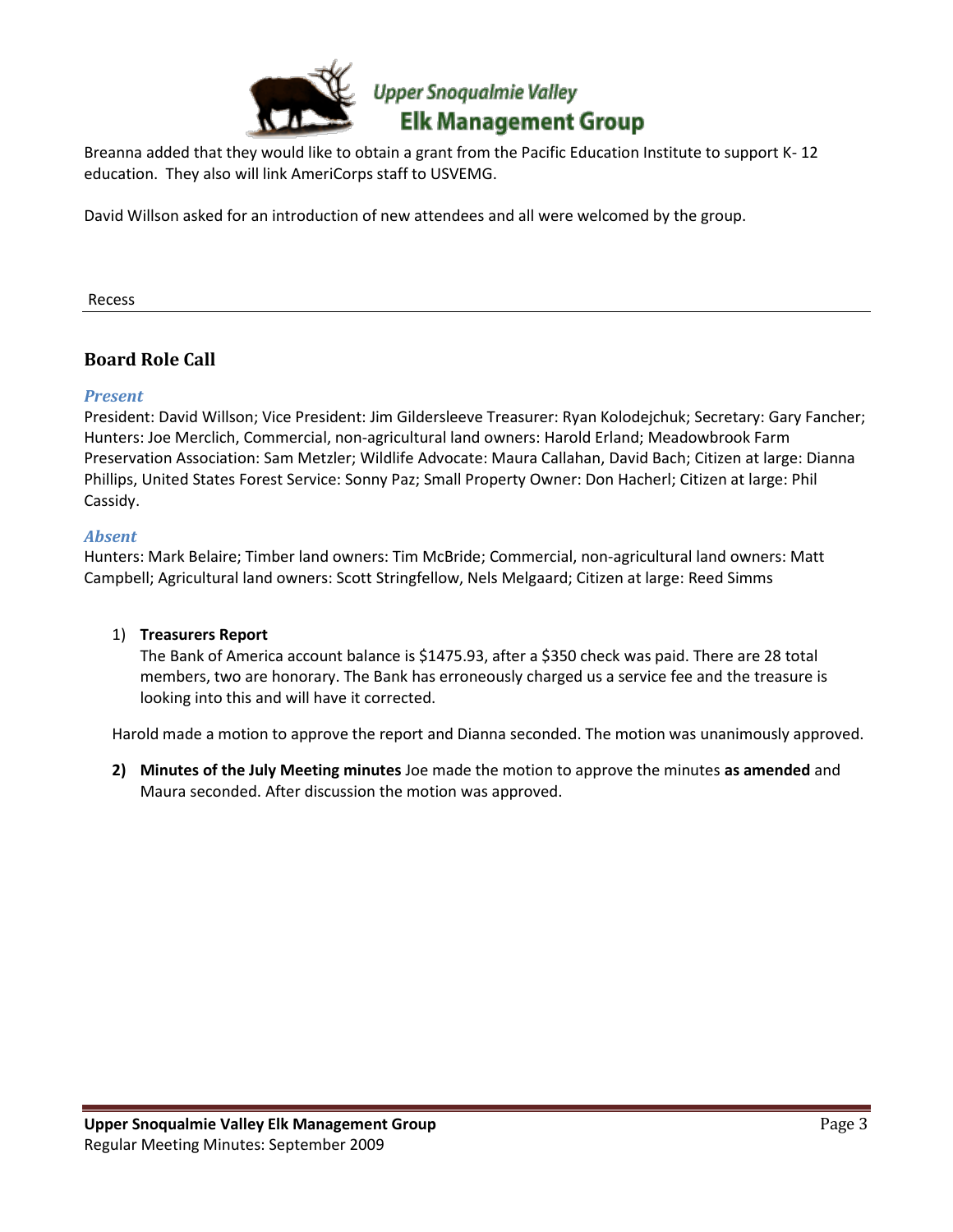Breanna added that they would like to obtain a grant from the Pacific Education Institute to support K- 12 education. They also will link AmeriCorps staff to USVEMG.

David Willson asked for an introduction of new attendees and all were welcomed by the group.

Recess

---

## Board Role Call

### *Present*

President: David Willson; Vice President: Jim Gildersleeve Treasurer: Ryan Kolodejchuk; Secretary: Gary Fancher; Hunters: Joe Merclich, Commercial, non-agricultural land owners: Harold Erland; Meadowbrook Farm Preservation Association: Sam Metzler; Wildlife Advocate: Maura Callahan, David Bach; Citizen at large: Dianna Phillips, United States Forest Service: Sonny Paz; Small Property Owner: Don Hacherl; Citizen at large: Phil Cassidy.

### *Absent*

Hunters: Mark Belaire; Timber land owners: Tim McBride; Commercial, non-agricultural land owners: Matt Campbell; Agricultural land owners: Scott Stringfellow, Nels Melgaard; Citizen at large: Reed Simms

1) **Treasurers Report**
   The Bank of America account balance is $1475.93, after a $350 check was paid. There are 28 total members, two are honorary. The Bank has erroneously charged us a service fee and the treasure is looking into this and will have it corrected.

   Harold made a motion to approve the report and Dianna seconded. The motion was unanimously approved.

2) **Minutes of the July Meeting minutes** Joe made the motion to approve the minutes **as amended** and Maura seconded. After discussion the motion was approved.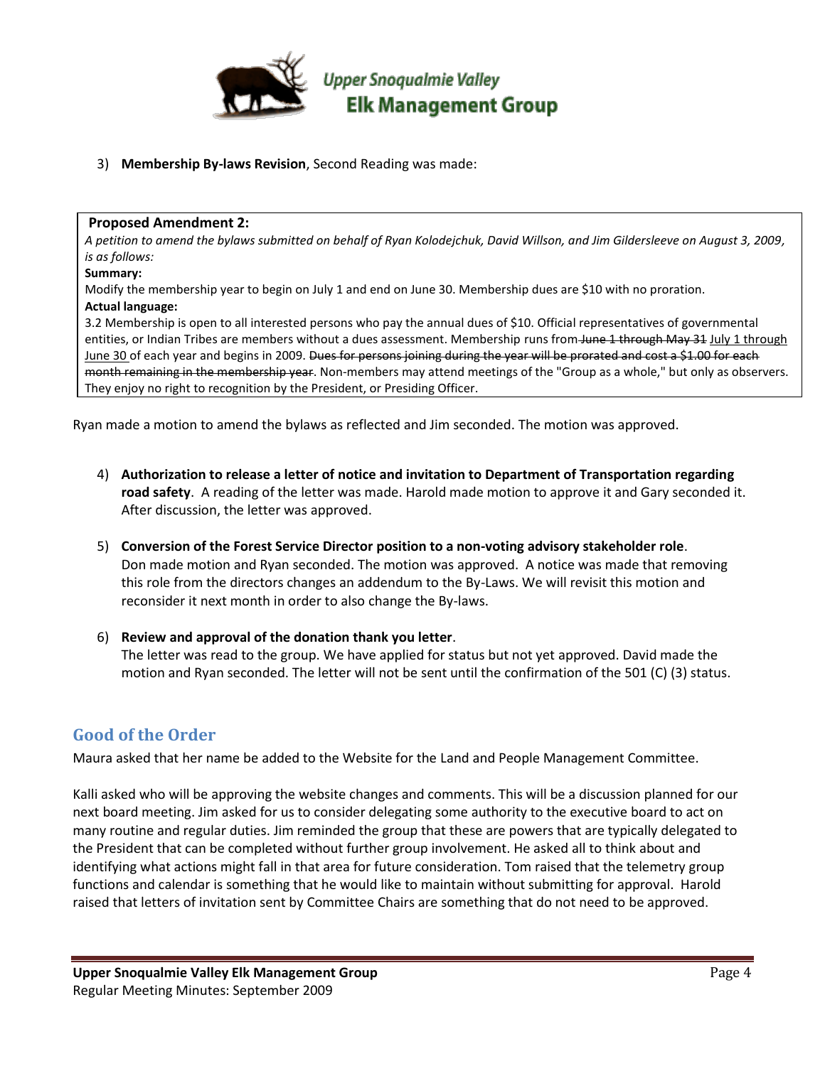3) **Membership By-laws Revision**, Second Reading was made:

> **Proposed Amendment 2:**
>
> *A petition to amend the bylaws submitted on behalf of Ryan Kolodejchuk, David Willson, and Jim Gildersleeve on August 3, 2009, is as follows:*
>
> **Summary:**
>
> Modify the membership year to begin on July 1 and end on June 30. Membership dues are $10 with no proration.
>
> **Actual language:**
>
> 3.2 Membership is open to all interested persons who pay the annual dues of $10. Official representatives of governmental entities, or Indian Tribes are members without a dues assessment. Membership runs from ~~June 1 through May 31~~ <u>July 1 through June 30</u> of each year and begins in 2009. ~~Dues for persons joining during the year will be prorated and cost a $1.00 for each month remaining in the membership year~~. Non-members may attend meetings of the "Group as a whole," but only as observers. They enjoy no right to recognition by the President, or Presiding Officer.

Ryan made a motion to amend the bylaws as reflected and Jim seconded. The motion was approved.

4) **Authorization to release a letter of notice and invitation to Department of Transportation regarding road safety**. A reading of the letter was made. Harold made motion to approve it and Gary seconded it. After discussion, the letter was approved.

5) **Conversion of the Forest Service Director position to a non-voting advisory stakeholder role**. Don made motion and Ryan seconded. The motion was approved. A notice was made that removing this role from the directors changes an addendum to the By-Laws. We will revisit this motion and reconsider it next month in order to also change the By-laws.

6) **Review and approval of the donation thank you letter**. The letter was read to the group. We have applied for status but not yet approved. David made the motion and Ryan seconded. The letter will not be sent until the confirmation of the 501 (C) (3) status.

## Good of the Order

Maura asked that her name be added to the Website for the Land and People Management Committee.

Kalli asked who will be approving the website changes and comments. This will be a discussion planned for our next board meeting. Jim asked for us to consider delegating some authority to the executive board to act on many routine and regular duties. Jim reminded the group that these are powers that are typically delegated to the President that can be completed without further group involvement. He asked all to think about and identifying what actions might fall in that area for future consideration. Tom raised that the telemetry group functions and calendar is something that he would like to maintain without submitting for approval. Harold raised that letters of invitation sent by Committee Chairs are something that do not need to be approved.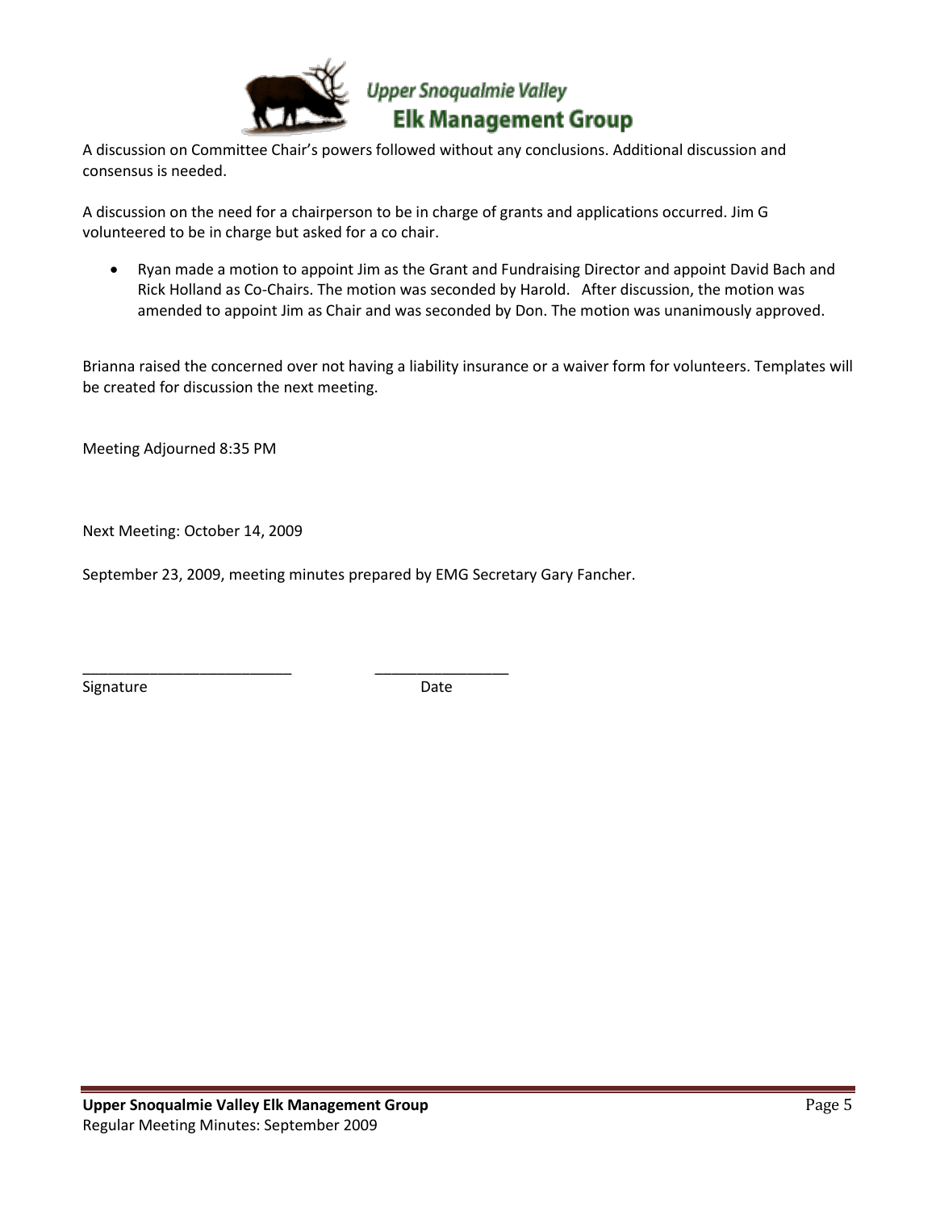A discussion on Committee Chair's powers followed without any conclusions. Additional discussion and consensus is needed.

A discussion on the need for a chairperson to be in charge of grants and applications occurred. Jim G volunteered to be in charge but asked for a co chair.

- Ryan made a motion to appoint Jim as the Grant and Fundraising Director and appoint David Bach and Rick Holland as Co-Chairs. The motion was seconded by Harold. After discussion, the motion was amended to appoint Jim as Chair and was seconded by Don. The motion was unanimously approved.

Brianna raised the concerned over not having a liability insurance or a waiver form for volunteers. Templates will be created for discussion the next meeting.

Meeting Adjourned 8:35 PM

Next Meeting: October 14, 2009

September 23, 2009, meeting minutes prepared by EMG Secretary Gary Fancher.

_________________________ ________________

Signature Date